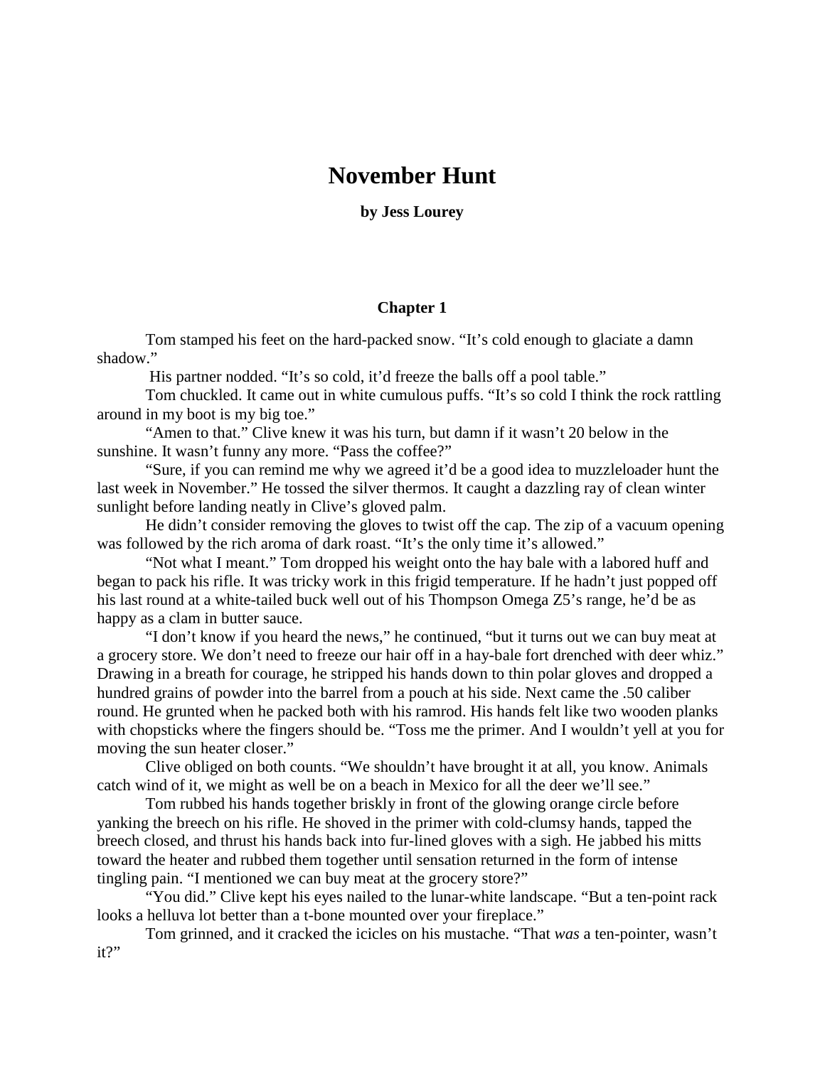# November Hunt

**by Jess Lourey**

### Chapter 1

Tom stamped his feet on the hard-packed snow. "It's cold enough to glaciate a damn shadow."

His partner nodded. "It's so cold, it'd freeze the balls off a pool table."

Tom chuckled. It came out in white cumulous puffs. "It's so cold I think the rock rattling around in my boot is my big toe."

"Amen to that." Clive knew it was his turn, but damn if it wasn't 20 below in the sunshine. It wasn't funny any more. "Pass the coffee?"

"Sure, if you can remind me why we agreed it'd be a good idea to muzzleloader hunt the last week in November." He tossed the silver thermos. It caught a dazzling ray of clean winter sunlight before landing neatly in Clive's gloved palm.

He didn't consider removing the gloves to twist off the cap. The zip of a vacuum opening was followed by the rich aroma of dark roast. "It's the only time it's allowed."

"Not what I meant." Tom dropped his weight onto the hay bale with a labored huff and began to pack his rifle. It was tricky work in this frigid temperature. If he hadn't just popped off his last round at a white-tailed buck well out of his Thompson Omega Z5's range, he'd be as happy as a clam in butter sauce.

"I don't know if you heard the news," he continued, "but it turns out we can buy meat at a grocery store. We don't need to freeze our hair off in a hay-bale fort drenched with deer whiz." Drawing in a breath for courage, he stripped his hands down to thin polar gloves and dropped a hundred grains of powder into the barrel from a pouch at his side. Next came the .50 caliber round. He grunted when he packed both with his ramrod. His hands felt like two wooden planks with chopsticks where the fingers should be. "Toss me the primer. And I wouldn't yell at you for moving the sun heater closer."

Clive obliged on both counts. "We shouldn't have brought it at all, you know. Animals catch wind of it, we might as well be on a beach in Mexico for all the deer we'll see."

Tom rubbed his hands together briskly in front of the glowing orange circle before yanking the breech on his rifle. He shoved in the primer with cold-clumsy hands, tapped the breech closed, and thrust his hands back into fur-lined gloves with a sigh. He jabbed his mitts toward the heater and rubbed them together until sensation returned in the form of intense tingling pain. "I mentioned we can buy meat at the grocery store?"

"You did." Clive kept his eyes nailed to the lunar-white landscape. "But a ten-point rack looks a helluva lot better than a t-bone mounted over your fireplace."

Tom grinned, and it cracked the icicles on his mustache. "That *was* a ten-pointer, wasn't it?"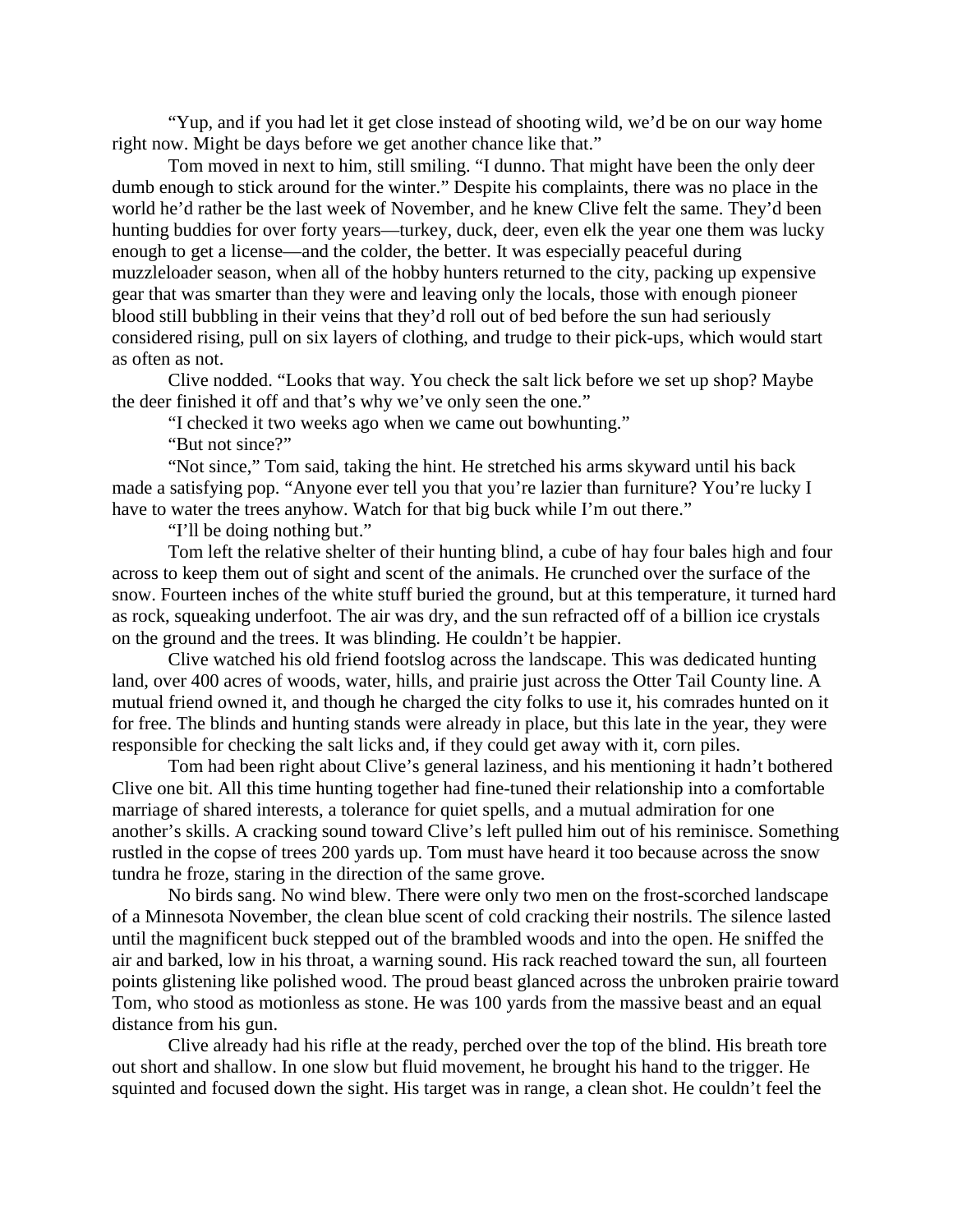"Yup, and if you had let it get close instead of shooting wild, we'd be on our way home right now. Might be days before we get another chance like that."

Tom moved in next to him, still smiling. "I dunno. That might have been the only deer dumb enough to stick around for the winter." Despite his complaints, there was no place in the world he'd rather be the last week of November, and he knew Clive felt the same. They'd been hunting buddies for over forty years—turkey, duck, deer, even elk the year one them was lucky enough to get a license—and the colder, the better. It was especially peaceful during muzzleloader season, when all of the hobby hunters returned to the city, packing up expensive gear that was smarter than they were and leaving only the locals, those with enough pioneer blood still bubbling in their veins that they'd roll out of bed before the sun had seriously considered rising, pull on six layers of clothing, and trudge to their pick-ups, which would start as often as not.

Clive nodded. "Looks that way. You check the salt lick before we set up shop? Maybe the deer finished it off and that's why we've only seen the one."

"I checked it two weeks ago when we came out bowhunting."

"But not since?"

"Not since," Tom said, taking the hint. He stretched his arms skyward until his back made a satisfying pop. "Anyone ever tell you that you're lazier than furniture? You're lucky I have to water the trees anyhow. Watch for that big buck while I'm out there."

"I'll be doing nothing but."

Tom left the relative shelter of their hunting blind, a cube of hay four bales high and four across to keep them out of sight and scent of the animals. He crunched over the surface of the snow. Fourteen inches of the white stuff buried the ground, but at this temperature, it turned hard as rock, squeaking underfoot. The air was dry, and the sun refracted off of a billion ice crystals on the ground and the trees. It was blinding. He couldn't be happier.

Clive watched his old friend footslog across the landscape. This was dedicated hunting land, over 400 acres of woods, water, hills, and prairie just across the Otter Tail County line. A mutual friend owned it, and though he charged the city folks to use it, his comrades hunted on it for free. The blinds and hunting stands were already in place, but this late in the year, they were responsible for checking the salt licks and, if they could get away with it, corn piles.

Tom had been right about Clive's general laziness, and his mentioning it hadn't bothered Clive one bit. All this time hunting together had fine-tuned their relationship into a comfortable marriage of shared interests, a tolerance for quiet spells, and a mutual admiration for one another's skills. A cracking sound toward Clive's left pulled him out of his reminisce. Something rustled in the copse of trees 200 yards up. Tom must have heard it too because across the snow tundra he froze, staring in the direction of the same grove.

No birds sang. No wind blew. There were only two men on the frost-scorched landscape of a Minnesota November, the clean blue scent of cold cracking their nostrils. The silence lasted until the magnificent buck stepped out of the brambled woods and into the open. He sniffed the air and barked, low in his throat, a warning sound. His rack reached toward the sun, all fourteen points glistening like polished wood. The proud beast glanced across the unbroken prairie toward Tom, who stood as motionless as stone. He was 100 yards from the massive beast and an equal distance from his gun.

Clive already had his rifle at the ready, perched over the top of the blind. His breath tore out short and shallow. In one slow but fluid movement, he brought his hand to the trigger. He squinted and focused down the sight. His target was in range, a clean shot. He couldn't feel the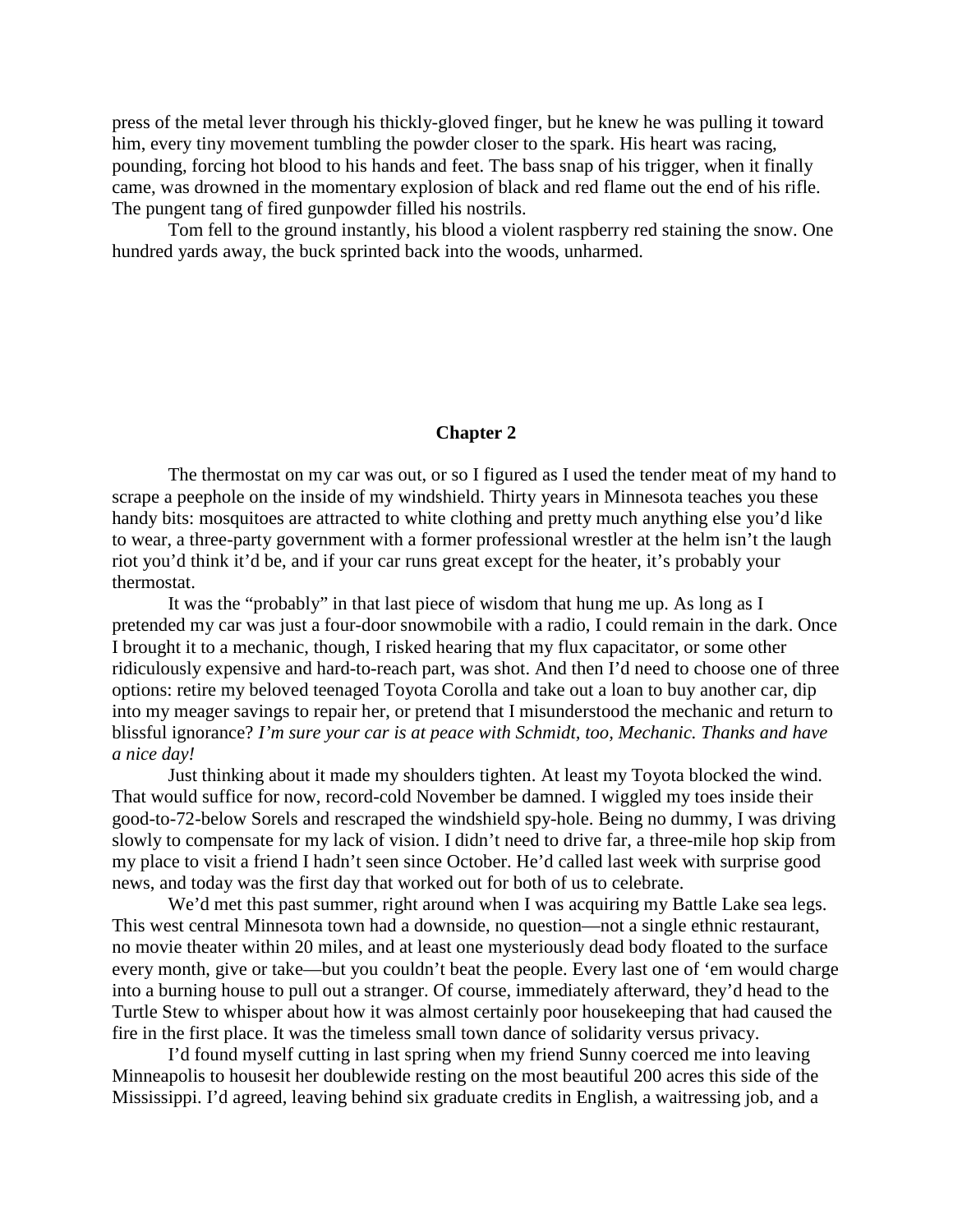press of the metal lever through his thickly-gloved finger, but he knew he was pulling it toward him, every tiny movement tumbling the powder closer to the spark. His heart was racing, pounding, forcing hot blood to his hands and feet. The bass snap of his trigger, when it finally came, was drowned in the momentary explosion of black and red flame out the end of his rifle. The pungent tang of fired gunpowder filled his nostrils.

Tom fell to the ground instantly, his blood a violent raspberry red staining the snow. One hundred yards away, the buck sprinted back into the woods, unharmed.

## Chapter 2

The thermostat on my car was out, or so I figured as I used the tender meat of my hand to scrape a peephole on the inside of my windshield. Thirty years in Minnesota teaches you these handy bits: mosquitoes are attracted to white clothing and pretty much anything else you'd like to wear, a three-party government with a former professional wrestler at the helm isn't the laugh riot you'd think it'd be, and if your car runs great except for the heater, it's probably your thermostat.

It was the "probably" in that last piece of wisdom that hung me up. As long as I pretended my car was just a four-door snowmobile with a radio, I could remain in the dark. Once I brought it to a mechanic, though, I risked hearing that my flux capacitator, or some other ridiculously expensive and hard-to-reach part, was shot. And then I'd need to choose one of three options: retire my beloved teenaged Toyota Corolla and take out a loan to buy another car, dip into my meager savings to repair her, or pretend that I misunderstood the mechanic and return to blissful ignorance? *I'm sure your car is at peace with Schmidt, too, Mechanic. Thanks and have a nice day!*

Just thinking about it made my shoulders tighten. At least my Toyota blocked the wind. That would suffice for now, record-cold November be damned. I wiggled my toes inside their good-to-72-below Sorels and rescraped the windshield spy-hole. Being no dummy, I was driving slowly to compensate for my lack of vision. I didn't need to drive far, a three-mile hop skip from my place to visit a friend I hadn't seen since October. He'd called last week with surprise good news, and today was the first day that worked out for both of us to celebrate.

We'd met this past summer, right around when I was acquiring my Battle Lake sea legs. This west central Minnesota town had a downside, no question—not a single ethnic restaurant, no movie theater within 20 miles, and at least one mysteriously dead body floated to the surface every month, give or take—but you couldn't beat the people. Every last one of 'em would charge into a burning house to pull out a stranger. Of course, immediately afterward, they'd head to the Turtle Stew to whisper about how it was almost certainly poor housekeeping that had caused the fire in the first place. It was the timeless small town dance of solidarity versus privacy.

I'd found myself cutting in last spring when my friend Sunny coerced me into leaving Minneapolis to housesit her doublewide resting on the most beautiful 200 acres this side of the Mississippi. I'd agreed, leaving behind six graduate credits in English, a waitressing job, and a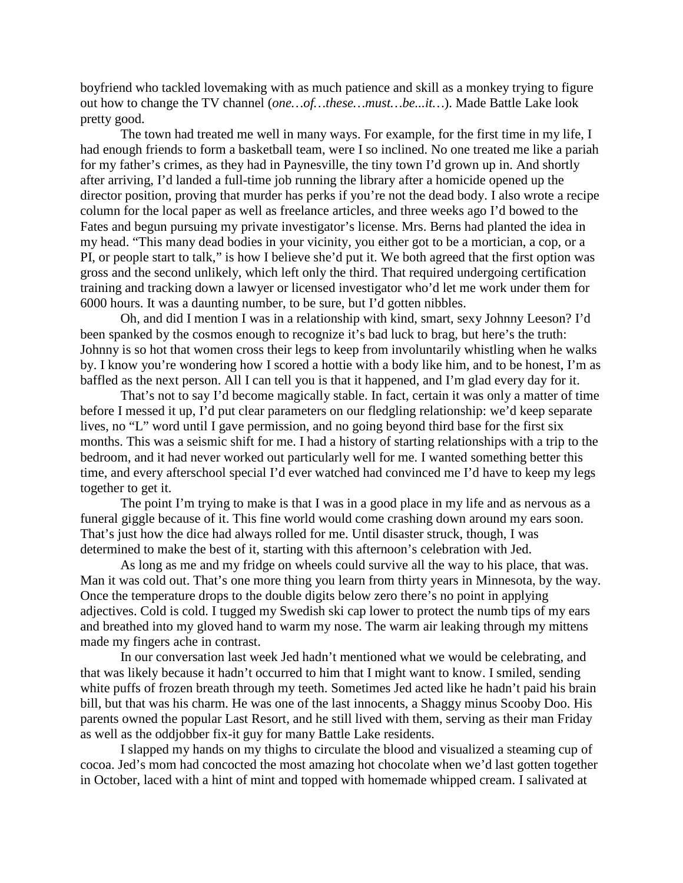boyfriend who tackled lovemaking with as much patience and skill as a monkey trying to figure out how to change the TV channel (*one…of…these…must…be...it…*). Made Battle Lake look pretty good.

The town had treated me well in many ways. For example, for the first time in my life, I had enough friends to form a basketball team, were I so inclined. No one treated me like a pariah for my father's crimes, as they had in Paynesville, the tiny town I'd grown up in. And shortly after arriving, I'd landed a full-time job running the library after a homicide opened up the director position, proving that murder has perks if you're not the dead body. I also wrote a recipe column for the local paper as well as freelance articles, and three weeks ago I'd bowed to the Fates and begun pursuing my private investigator's license. Mrs. Berns had planted the idea in my head. "This many dead bodies in your vicinity, you either got to be a mortician, a cop, or a PI, or people start to talk," is how I believe she'd put it. We both agreed that the first option was gross and the second unlikely, which left only the third. That required undergoing certification training and tracking down a lawyer or licensed investigator who'd let me work under them for 6000 hours. It was a daunting number, to be sure, but I'd gotten nibbles.

Oh, and did I mention I was in a relationship with kind, smart, sexy Johnny Leeson? I'd been spanked by the cosmos enough to recognize it's bad luck to brag, but here's the truth: Johnny is so hot that women cross their legs to keep from involuntarily whistling when he walks by. I know you're wondering how I scored a hottie with a body like him, and to be honest, I'm as baffled as the next person. All I can tell you is that it happened, and I'm glad every day for it.

That's not to say I'd become magically stable. In fact, certain it was only a matter of time before I messed it up, I'd put clear parameters on our fledgling relationship: we'd keep separate lives, no "L" word until I gave permission, and no going beyond third base for the first six months. This was a seismic shift for me. I had a history of starting relationships with a trip to the bedroom, and it had never worked out particularly well for me. I wanted something better this time, and every afterschool special I'd ever watched had convinced me I'd have to keep my legs together to get it.

The point I'm trying to make is that I was in a good place in my life and as nervous as a funeral giggle because of it. This fine world would come crashing down around my ears soon. That's just how the dice had always rolled for me. Until disaster struck, though, I was determined to make the best of it, starting with this afternoon's celebration with Jed.

As long as me and my fridge on wheels could survive all the way to his place, that was. Man it was cold out. That's one more thing you learn from thirty years in Minnesota, by the way. Once the temperature drops to the double digits below zero there's no point in applying adjectives. Cold is cold. I tugged my Swedish ski cap lower to protect the numb tips of my ears and breathed into my gloved hand to warm my nose. The warm air leaking through my mittens made my fingers ache in contrast.

In our conversation last week Jed hadn't mentioned what we would be celebrating, and that was likely because it hadn't occurred to him that I might want to know. I smiled, sending white puffs of frozen breath through my teeth. Sometimes Jed acted like he hadn't paid his brain bill, but that was his charm. He was one of the last innocents, a Shaggy minus Scooby Doo. His parents owned the popular Last Resort, and he still lived with them, serving as their man Friday as well as the oddjobber fix-it guy for many Battle Lake residents.

I slapped my hands on my thighs to circulate the blood and visualized a steaming cup of cocoa. Jed's mom had concocted the most amazing hot chocolate when we'd last gotten together in October, laced with a hint of mint and topped with homemade whipped cream. I salivated at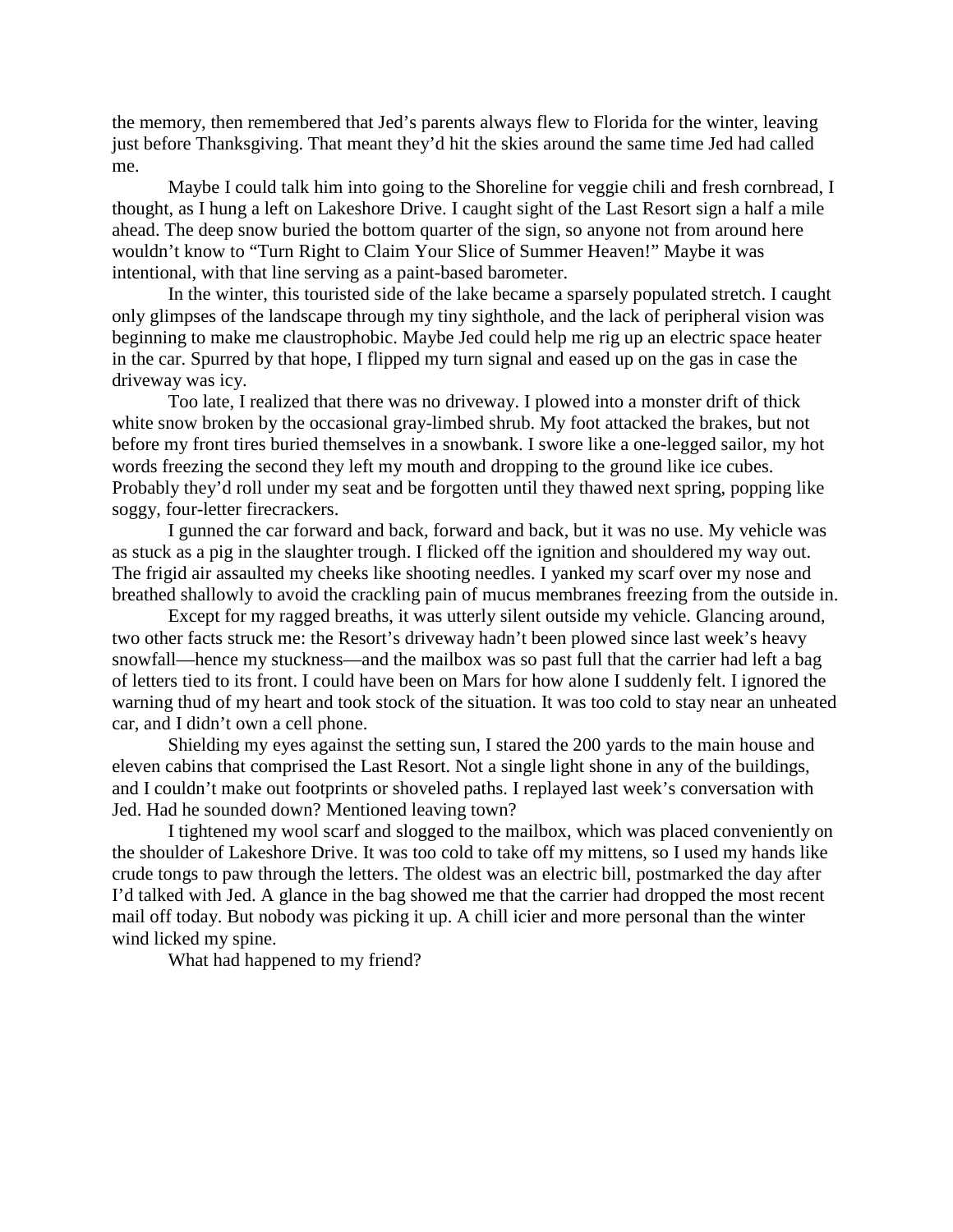the memory, then remembered that Jed's parents always flew to Florida for the winter, leaving just before Thanksgiving. That meant they'd hit the skies around the same time Jed had called me.

Maybe I could talk him into going to the Shoreline for veggie chili and fresh cornbread, I thought, as I hung a left on Lakeshore Drive. I caught sight of the Last Resort sign a half a mile ahead. The deep snow buried the bottom quarter of the sign, so anyone not from around here wouldn't know to "Turn Right to Claim Your Slice of Summer Heaven!" Maybe it was intentional, with that line serving as a paint-based barometer.

In the winter, this touristed side of the lake became a sparsely populated stretch. I caught only glimpses of the landscape through my tiny sighthole, and the lack of peripheral vision was beginning to make me claustrophobic. Maybe Jed could help me rig up an electric space heater in the car. Spurred by that hope, I flipped my turn signal and eased up on the gas in case the driveway was icy.

Too late, I realized that there was no driveway. I plowed into a monster drift of thick white snow broken by the occasional gray-limbed shrub. My foot attacked the brakes, but not before my front tires buried themselves in a snowbank. I swore like a one-legged sailor, my hot words freezing the second they left my mouth and dropping to the ground like ice cubes. Probably they'd roll under my seat and be forgotten until they thawed next spring, popping like soggy, four-letter firecrackers.

I gunned the car forward and back, forward and back, but it was no use. My vehicle was as stuck as a pig in the slaughter trough. I flicked off the ignition and shouldered my way out. The frigid air assaulted my cheeks like shooting needles. I yanked my scarf over my nose and breathed shallowly to avoid the crackling pain of mucus membranes freezing from the outside in.

Except for my ragged breaths, it was utterly silent outside my vehicle. Glancing around, two other facts struck me: the Resort's driveway hadn't been plowed since last week's heavy snowfall—hence my stuckness—and the mailbox was so past full that the carrier had left a bag of letters tied to its front. I could have been on Mars for how alone I suddenly felt. I ignored the warning thud of my heart and took stock of the situation. It was too cold to stay near an unheated car, and I didn't own a cell phone.

Shielding my eyes against the setting sun, I stared the 200 yards to the main house and eleven cabins that comprised the Last Resort. Not a single light shone in any of the buildings, and I couldn't make out footprints or shoveled paths. I replayed last week's conversation with Jed. Had he sounded down? Mentioned leaving town?

I tightened my wool scarf and slogged to the mailbox, which was placed conveniently on the shoulder of Lakeshore Drive. It was too cold to take off my mittens, so I used my hands like crude tongs to paw through the letters. The oldest was an electric bill, postmarked the day after I'd talked with Jed. A glance in the bag showed me that the carrier had dropped the most recent mail off today. But nobody was picking it up. A chill icier and more personal than the winter wind licked my spine.

What had happened to my friend?